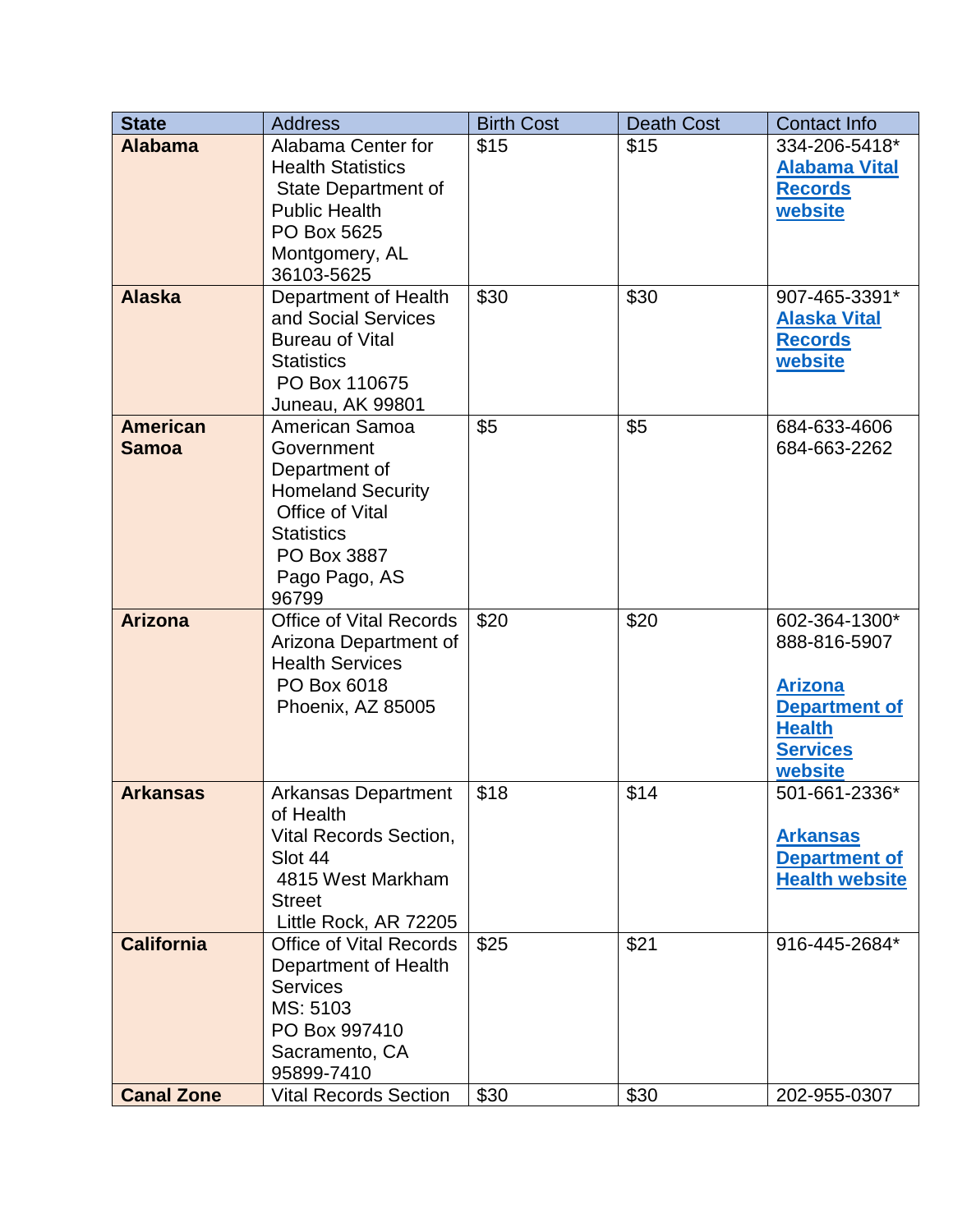| State | Address | Birth Cost | Death Cost | Contact Info |
|---|---|---|---|---|
| **Alabama** | Alabama Center for Health Statistics State Department of Public Health PO Box 5625 Montgomery, AL 36103-5625 | $15 | $15 | 334-206-5418* **Alabama Vital Records website** |
| **Alaska** | Department of Health and Social Services Bureau of Vital Statistics PO Box 110675 Juneau, AK 99801 | $30 | $30 | 907-465-3391* **Alaska Vital Records website** |
| **American Samoa** | American Samoa Government Department of Homeland Security Office of Vital Statistics PO Box 3887 Pago Pago, AS 96799 | $5 | $5 | 684-633-4606 684-663-2262 |
| **Arizona** | Office of Vital Records Arizona Department of Health Services PO Box 6018 Phoenix, AZ 85005 | $20 | $20 | 602-364-1300* 888-816-5907 **Arizona Department of Health Services website** |
| **Arkansas** | Arkansas Department of Health Vital Records Section, Slot 44 4815 West Markham Street Little Rock, AR 72205 | $18 | $14 | 501-661-2336* **Arkansas Department of Health website** |
| **California** | Office of Vital Records Department of Health Services MS: 5103 PO Box 997410 Sacramento, CA 95899-7410 | $25 | $21 | 916-445-2684* |
| **Canal Zone** | Vital Records Section | $30 | $30 | 202-955-0307 |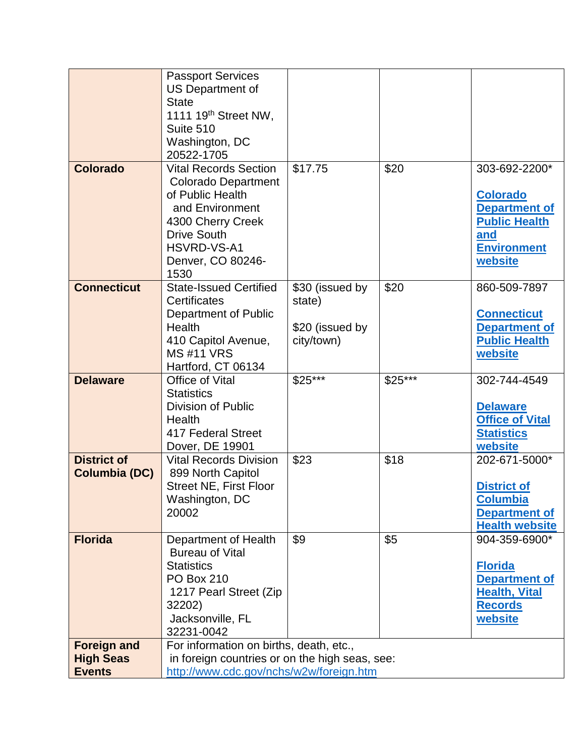| | | | | |
|---|---|---|---|---|
| | Passport Services<br>US Department of State<br>1111 19th Street NW, Suite 510<br>Washington, DC 20522-1705 | | | |
| **Colorado** | Vital Records Section<br>Colorado Department of Public Health and Environment<br>4300 Cherry Creek Drive South<br>HSVRD-VS-A1<br>Denver, CO 80246-1530 | $17.75 | $20 | 303-692-2200*<br><br>[Colorado Department of Public Health and Environment website]() |
| **Connecticut** | State-Issued Certified Certificates<br>Department of Public Health<br>410 Capitol Avenue, MS #11 VRS<br>Hartford, CT 06134 | $30 (issued by state)<br><br>$20 (issued by city/town) | $20 | 860-509-7897<br><br>[Connecticut Department of Public Health website]() |
| **Delaware** | Office of Vital Statistics<br>Division of Public Health<br>417 Federal Street<br>Dover, DE 19901 | $25*** | $25*** | 302-744-4549<br><br>[Delaware Office of Vital Statistics website]() |
| **District of Columbia (DC)** | Vital Records Division<br>899 North Capitol Street NE, First Floor<br>Washington, DC 20002 | $23 | $18 | 202-671-5000*<br><br>[District of Columbia Department of Health website]() |
| **Florida** | Department of Health<br>Bureau of Vital Statistics<br>PO Box 210<br>1217 Pearl Street (Zip 32202)<br>Jacksonville, FL 32231-0042 | $9 | $5 | 904-359-6900*<br><br>[Florida Department of Health, Vital Records website]() |
| **Foreign and High Seas Events** | For information on births, death, etc., in foreign countries or on the high seas, see: http://www.cdc.gov/nchs/w2w/foreign.htm | | | |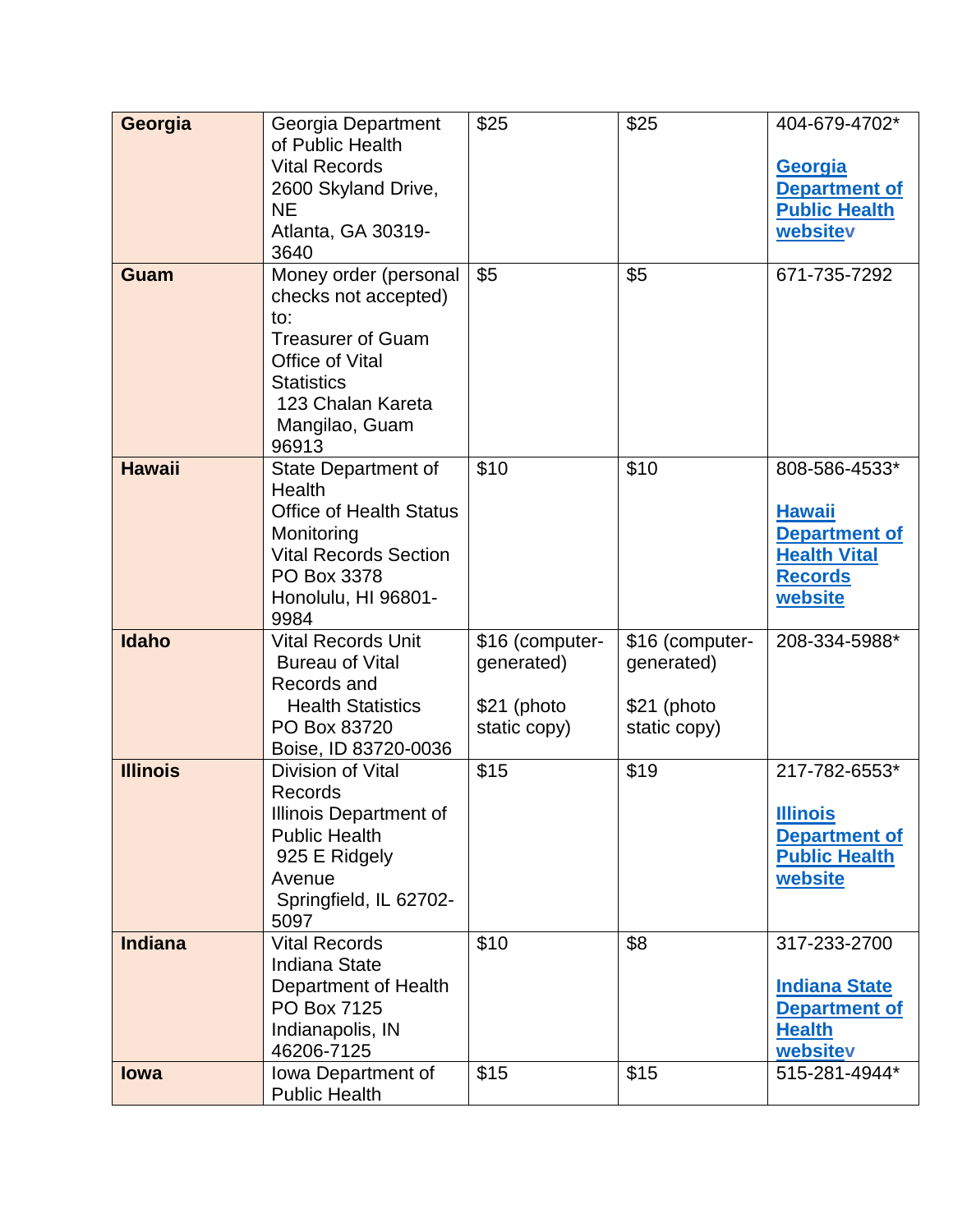| **Georgia** | Georgia Department of Public Health Vital Records 2600 Skyland Drive, NE Atlanta, GA 30319-3640 | $25 | $25 | 404-679-4702* **Georgia Department of Public Health websitev** |
|---|---|---|---|---|
| **Guam** | Money order (personal checks not accepted) to: Treasurer of Guam Office of Vital Statistics 123 Chalan Kareta Mangilao, Guam 96913 | $5 | $5 | 671-735-7292 |
| **Hawaii** | State Department of Health Office of Health Status Monitoring Vital Records Section PO Box 3378 Honolulu, HI 96801-9984 | $10 | $10 | 808-586-4533* **Hawaii Department of Health Vital Records website** |
| **Idaho** | Vital Records Unit Bureau of Vital Records and Health Statistics PO Box 83720 Boise, ID 83720-0036 | $16 (computer-generated) $21 (photo static copy) | $16 (computer-generated) $21 (photo static copy) | 208-334-5988* |
| **Illinois** | Division of Vital Records Illinois Department of Public Health 925 E Ridgely Avenue Springfield, IL 62702-5097 | $15 | $19 | 217-782-6553* **Illinois Department of Public Health website** |
| **Indiana** | Vital Records Indiana State Department of Health PO Box 7125 Indianapolis, IN 46206-7125 | $10 | $8 | 317-233-2700 **Indiana State Department of Health websitev** |
| **Iowa** | Iowa Department of Public Health | $15 | $15 | 515-281-4944* |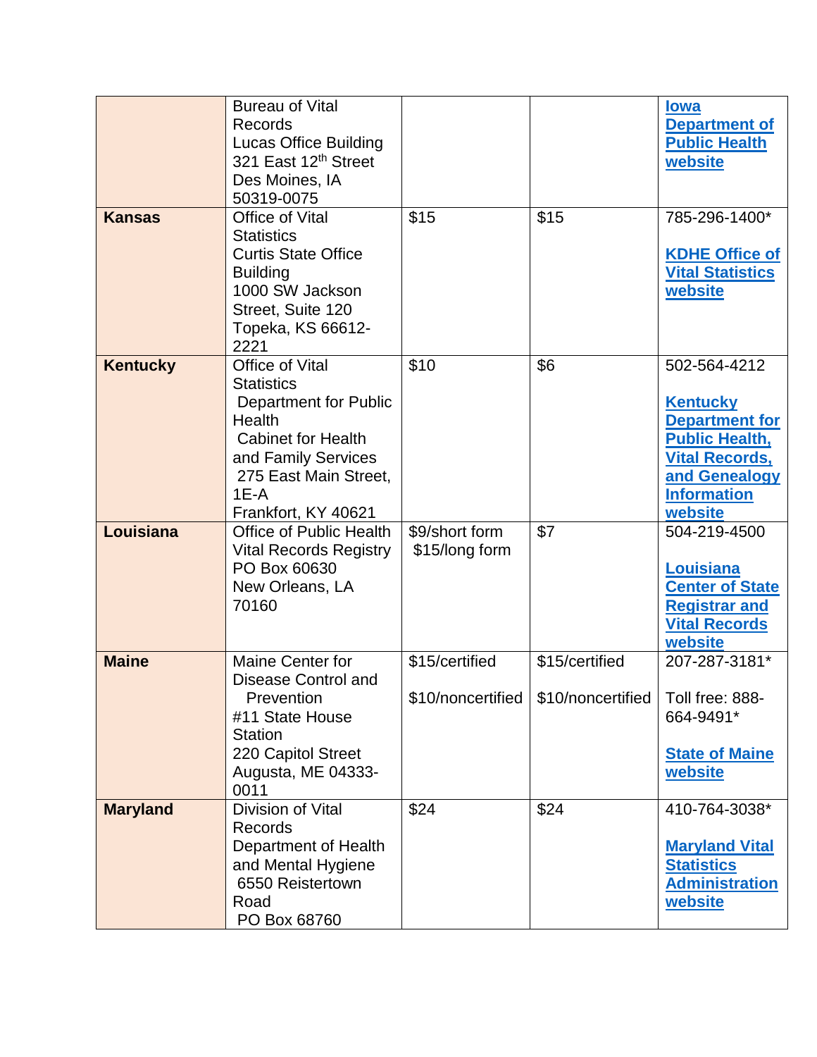| | | | | |
|---|---|---|---|---|
| | Bureau of Vital Records<br>Lucas Office Building<br>321 East 12th Street<br>Des Moines, IA 50319-0075 | | | **Iowa Department of Public Health website** |
| **Kansas** | Office of Vital Statistics<br>Curtis State Office Building<br>1000 SW Jackson Street, Suite 120<br>Topeka, KS 66612-2221 | $15 | $15 | 785-296-1400*<br><br>**KDHE Office of Vital Statistics website** |
| **Kentucky** | Office of Vital Statistics<br>Department for Public Health<br>Cabinet for Health and Family Services<br>275 East Main Street, 1E-A<br>Frankfort, KY 40621 | $10 | $6 | 502-564-4212<br><br>**Kentucky Department for Public Health, Vital Records, and Genealogy Information website** |
| **Louisiana** | Office of Public Health<br>Vital Records Registry<br>PO Box 60630<br>New Orleans, LA 70160 | $9/short form<br>$15/long form | $7 | 504-219-4500<br><br>**Louisiana Center of State Registrar and Vital Records website** |
| **Maine** | Maine Center for Disease Control and Prevention<br>#11 State House Station<br>220 Capitol Street<br>Augusta, ME 04333-0011 | $15/certified<br><br>$10/noncertified | $15/certified<br><br>$10/noncertified | 207-287-3181*<br><br>Toll free: 888-664-9491*<br><br>**State of Maine website** |
| **Maryland** | Division of Vital Records<br>Department of Health and Mental Hygiene<br>6550 Reistertown Road<br>PO Box 68760 | $24 | $24 | 410-764-3038*<br><br>**Maryland Vital Statistics Administration website** |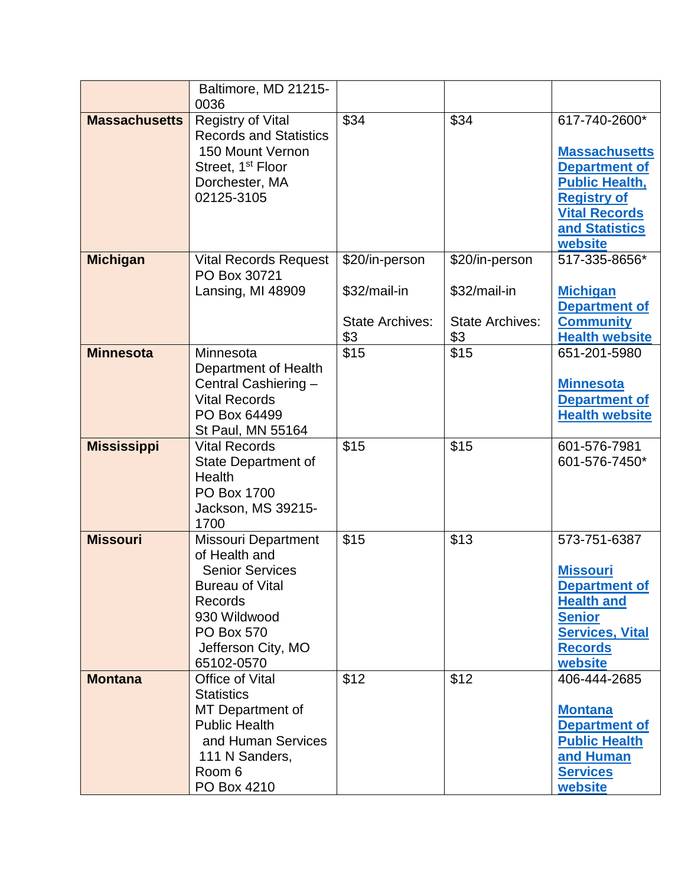| | | | | |
|---|---|---|---|---|
| | Baltimore, MD 21215-0036 | | | |
| **Massachusetts** | Registry of Vital Records and Statistics<br>150 Mount Vernon Street, 1st Floor<br>Dorchester, MA 02125-3105 | $34 | $34 | 617-740-2600*<br><br>**Massachusetts Department of Public Health, Registry of Vital Records and Statistics website** |
| **Michigan** | Vital Records Request<br>PO Box 30721<br>Lansing, MI 48909 | $20/in-person<br><br>$32/mail-in<br><br>State Archives: $3 | $20/in-person<br><br>$32/mail-in<br><br>State Archives: $3 | 517-335-8656*<br><br>**Michigan Department of Community Health website** |
| **Minnesota** | Minnesota Department of Health<br>Central Cashiering – Vital Records<br>PO Box 64499<br>St Paul, MN 55164 | $15 | $15 | 651-201-5980<br><br>**Minnesota Department of Health website** |
| **Mississippi** | Vital Records<br>State Department of Health<br>PO Box 1700<br>Jackson, MS 39215-1700 | $15 | $15 | 601-576-7981<br>601-576-7450* |
| **Missouri** | Missouri Department of Health and Senior Services<br>Bureau of Vital Records<br>930 Wildwood<br>PO Box 570<br>Jefferson City, MO 65102-0570 | $15 | $13 | 573-751-6387<br><br>**Missouri Department of Health and Senior Services, Vital Records website** |
| **Montana** | Office of Vital Statistics<br>MT Department of Public Health and Human Services<br>111 N Sanders, Room 6<br>PO Box 4210 | $12 | $12 | 406-444-2685<br><br>**Montana Department of Public Health and Human Services website** |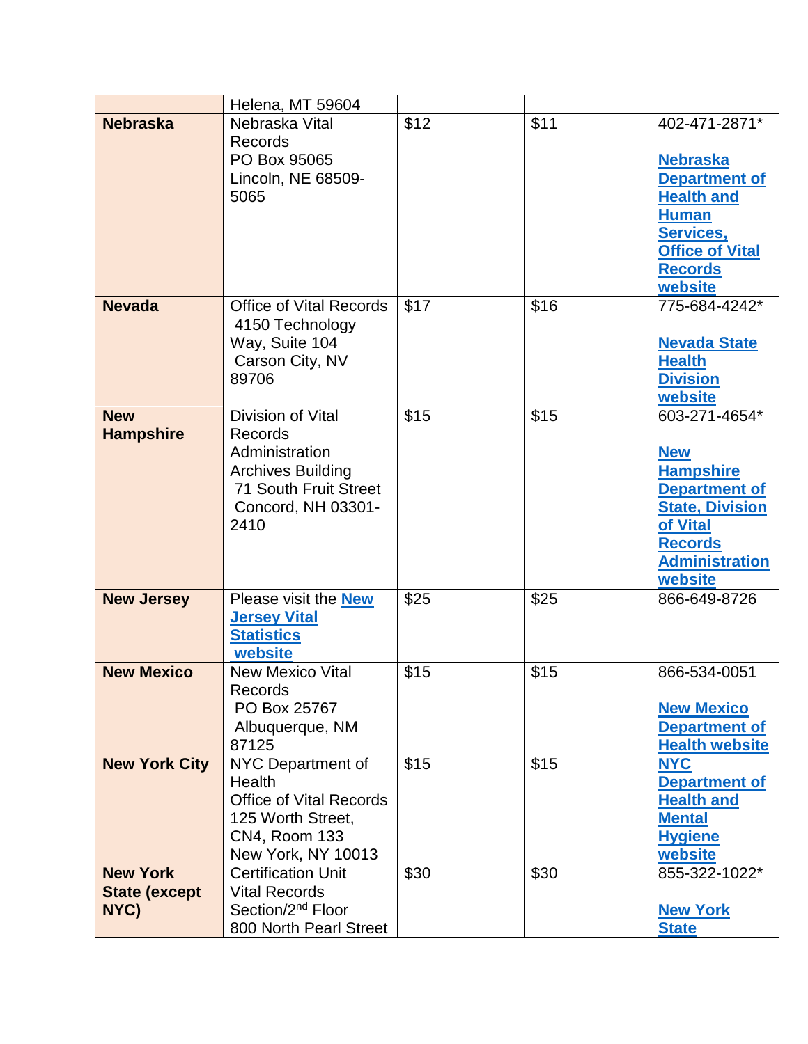| | Helena, MT 59604 | | | |
|---|---|---|---|---|
| **Nebraska** | Nebraska Vital Records PO Box 95065 Lincoln, NE 68509-5065 | $12 | $11 | 402-471-2871* **Nebraska Department of Health and Human Services, Office of Vital Records website** |
| **Nevada** | Office of Vital Records 4150 Technology Way, Suite 104 Carson City, NV 89706 | $17 | $16 | 775-684-4242* **Nevada State Health Division website** |
| **New Hampshire** | Division of Vital Records Administration Archives Building 71 South Fruit Street Concord, NH 03301-2410 | $15 | $15 | 603-271-4654* **New Hampshire Department of State, Division of Vital Records Administration website** |
| **New Jersey** | Please visit the **New Jersey Vital Statistics website** | $25 | $25 | 866-649-8726 |
| **New Mexico** | New Mexico Vital Records PO Box 25767 Albuquerque, NM 87125 | $15 | $15 | 866-534-0051 **New Mexico Department of Health website** |
| **New York City** | NYC Department of Health Office of Vital Records 125 Worth Street, CN4, Room 133 New York, NY 10013 | $15 | $15 | **NYC Department of Health and Mental Hygiene website** |
| **New York State (except NYC)** | Certification Unit Vital Records Section/2nd Floor 800 North Pearl Street | $30 | $30 | 855-322-1022* **New York State** |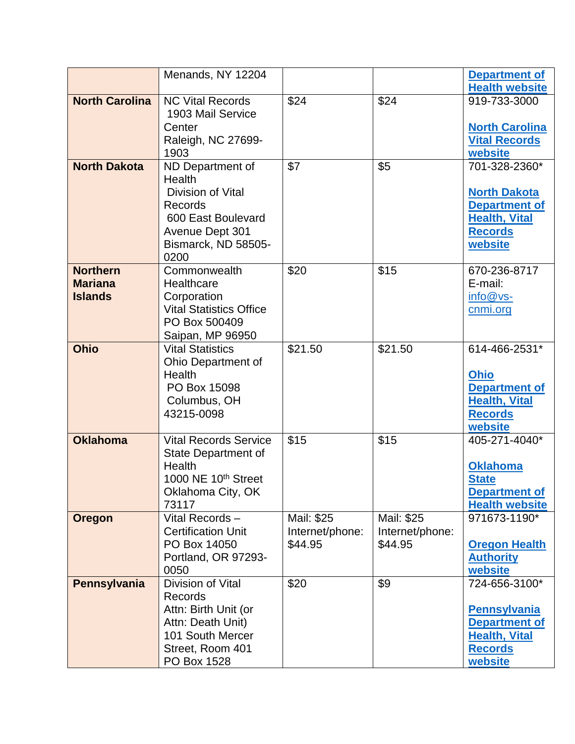| | | | | |
|---|---|---|---|---|
| | Menands, NY 12204 | | | **Department of Health website** |
| **North Carolina** | NC Vital Records 1903 Mail Service Center Raleigh, NC 27699-1903 | $24 | $24 | 919-733-3000 **North Carolina Vital Records website** |
| **North Dakota** | ND Department of Health Division of Vital Records 600 East Boulevard Avenue Dept 301 Bismarck, ND 58505-0200 | $7 | $5 | 701-328-2360* **North Dakota Department of Health, Vital Records website** |
| **Northern Mariana Islands** | Commonwealth Healthcare Corporation Vital Statistics Office PO Box 500409 Saipan, MP 96950 | $20 | $15 | 670-236-8717 E-mail: info@vs-cnmi.org |
| **Ohio** | Vital Statistics Ohio Department of Health PO Box 15098 Columbus, OH 43215-0098 | $21.50 | $21.50 | 614-466-2531* **Ohio Department of Health, Vital Records website** |
| **Oklahoma** | Vital Records Service State Department of Health 1000 NE 10th Street Oklahoma City, OK 73117 | $15 | $15 | 405-271-4040* **Oklahoma State Department of Health website** |
| **Oregon** | Vital Records – Certification Unit PO Box 14050 Portland, OR 97293-0050 | Mail: $25 Internet/phone: $44.95 | Mail: $25 Internet/phone: $44.95 | 971673-1190* **Oregon Health Authority website** |
| **Pennsylvania** | Division of Vital Records Attn: Birth Unit (or Attn: Death Unit) 101 South Mercer Street, Room 401 PO Box 1528 | $20 | $9 | 724-656-3100* **Pennsylvania Department of Health, Vital Records website** |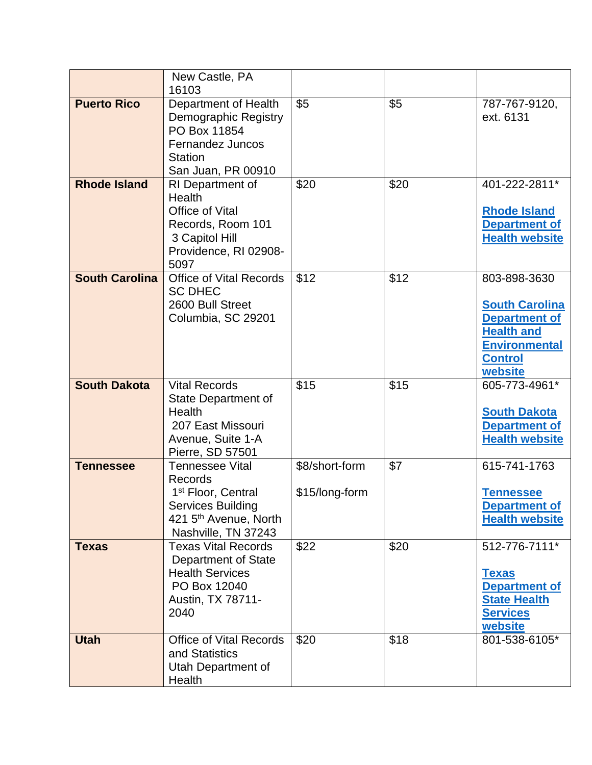| | | | | |
|---|---|---|---|---|
| | New Castle, PA 16103 | | | |
| **Puerto Rico** | Department of Health Demographic Registry PO Box 11854 Fernandez Juncos Station San Juan, PR 00910 | $5 | $5 | 787-767-9120, ext. 6131 |
| **Rhode Island** | RI Department of Health Office of Vital Records, Room 101 3 Capitol Hill Providence, RI 02908-5097 | $20 | $20 | 401-222-2811* **Rhode Island Department of Health website** |
| **South Carolina** | Office of Vital Records SC DHEC 2600 Bull Street Columbia, SC 29201 | $12 | $12 | 803-898-3630 **South Carolina Department of Health and Environmental Control website** |
| **South Dakota** | Vital Records State Department of Health 207 East Missouri Avenue, Suite 1-A Pierre, SD 57501 | $15 | $15 | 605-773-4961* **South Dakota Department of Health website** |
| **Tennessee** | Tennessee Vital Records 1st Floor, Central Services Building 421 5th Avenue, North Nashville, TN 37243 | $8/short-form $15/long-form | $7 | 615-741-1763 **Tennessee Department of Health website** |
| **Texas** | Texas Vital Records Department of State Health Services PO Box 12040 Austin, TX 78711-2040 | $22 | $20 | 512-776-7111* **Texas Department of State Health Services website** |
| **Utah** | Office of Vital Records and Statistics Utah Department of Health | $20 | $18 | 801-538-6105* |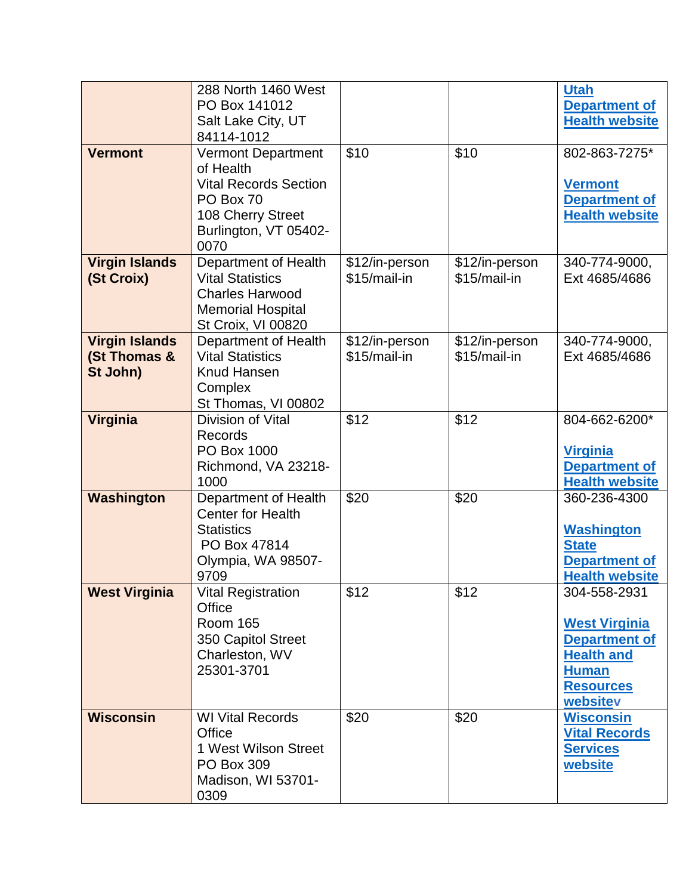| | | | | |
|---|---|---|---|---|
| | 288 North 1460 West<br>PO Box 141012<br>Salt Lake City, UT 84114-1012 | | | **Utah Department of Health website** |
| **Vermont** | Vermont Department of Health<br>Vital Records Section<br>PO Box 70<br>108 Cherry Street<br>Burlington, VT 05402-0070 | $10 | $10 | 802-863-7275*<br><br>**Vermont Department of Health website** |
| **Virgin Islands (St Croix)** | Department of Health<br>Vital Statistics<br>Charles Harwood Memorial Hospital<br>St Croix, VI 00820 | $12/in-person<br>$15/mail-in | $12/in-person<br>$15/mail-in | 340-774-9000, Ext 4685/4686 |
| **Virgin Islands (St Thomas & St John)** | Department of Health<br>Vital Statistics<br>Knud Hansen Complex<br>St Thomas, VI 00802 | $12/in-person<br>$15/mail-in | $12/in-person<br>$15/mail-in | 340-774-9000, Ext 4685/4686 |
| **Virginia** | Division of Vital Records<br>PO Box 1000<br>Richmond, VA 23218-1000 | $12 | $12 | 804-662-6200*<br><br>**Virginia Department of Health website** |
| **Washington** | Department of Health<br>Center for Health Statistics<br>PO Box 47814<br>Olympia, WA 98507-9709 | $20 | $20 | 360-236-4300<br><br>**Washington State Department of Health website** |
| **West Virginia** | Vital Registration Office<br>Room 165<br>350 Capitol Street<br>Charleston, WV 25301-3701 | $12 | $12 | 304-558-2931<br><br>**West Virginia Department of Health and Human Resources websitev** |
| **Wisconsin** | WI Vital Records Office<br>1 West Wilson Street<br>PO Box 309<br>Madison, WI 53701-0309 | $20 | $20 | **Wisconsin Vital Records Services website** |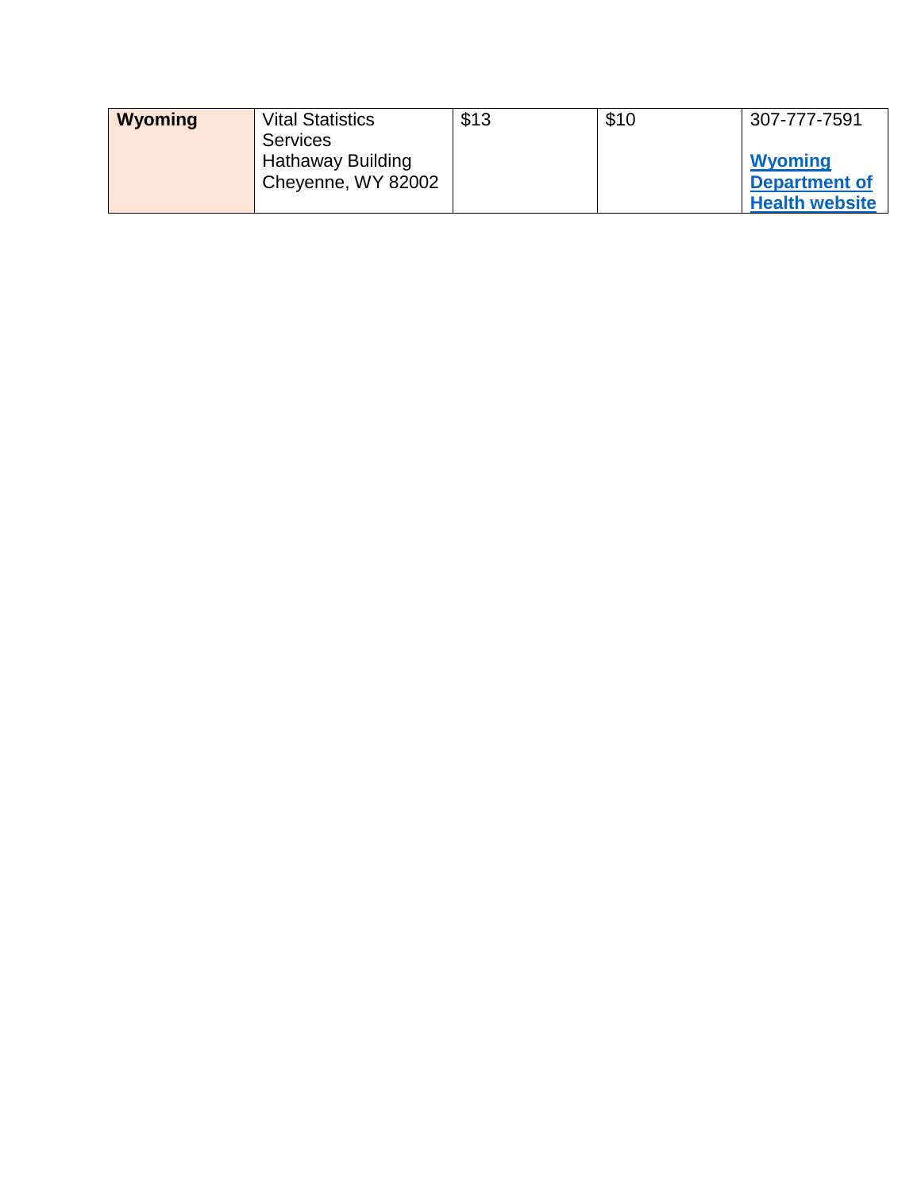| | | | | |
|---|---|---|---|---|
| **Wyoming** | Vital Statistics Services<br>Hathaway Building<br>Cheyenne, WY 82002 | $13 | $10 | 307-777-7591<br><br>**Wyoming Department of Health website** |